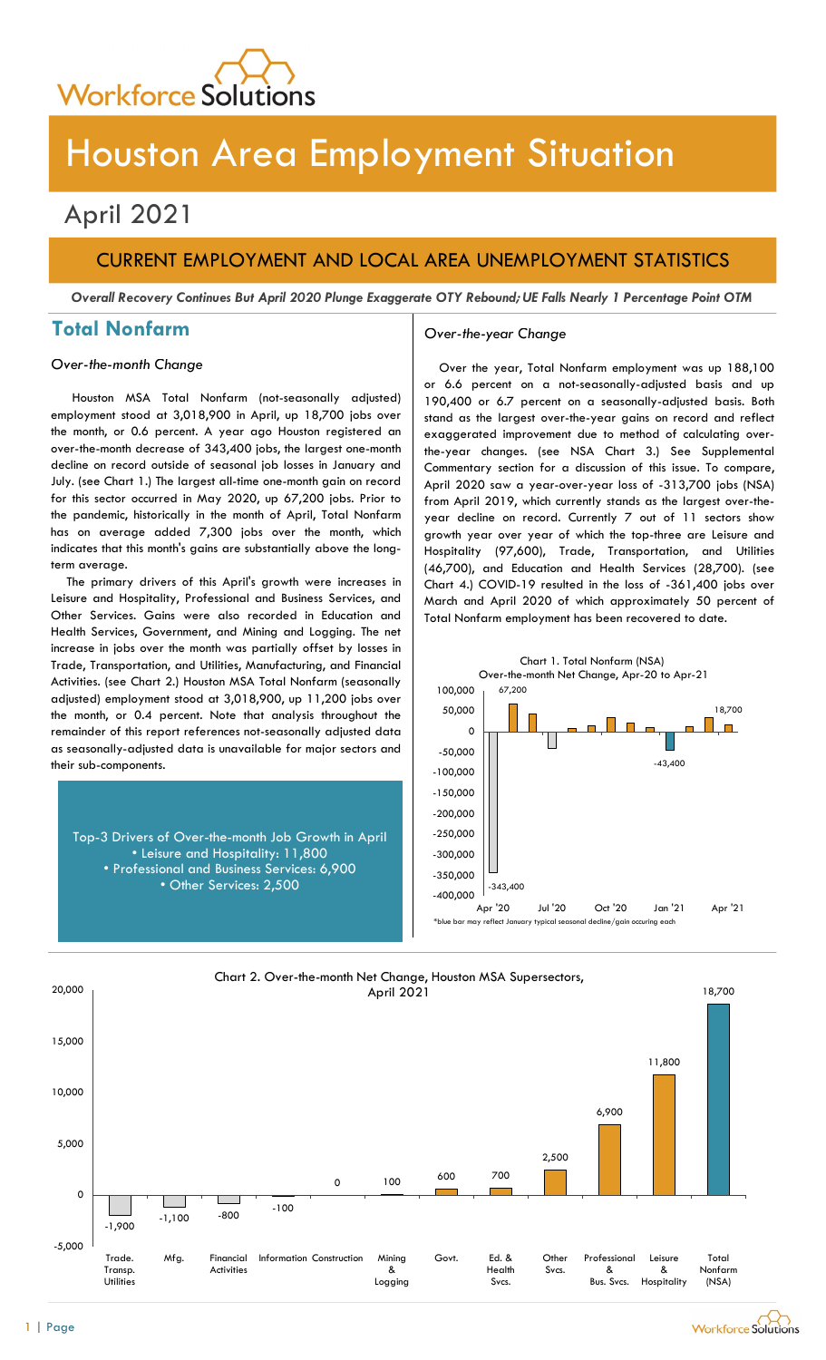# Houston Area Employment Situation

## April 2021

## CURRENT EMPLOYMENT AND LOCAL AREA UNEMPLOYMENT STATISTICS

***Overall Recovery Continues But April 2020 Plunge Exaggerate OTY Rebound; UE Falls Nearly 1 Percentage Point OTM***

## Total Nonfarm

*Over-the-month Change*

Houston MSA Total Nonfarm (not-seasonally adjusted) employment stood at 3,018,900 in April, up 18,700 jobs over the month, or 0.6 percent. A year ago Houston registered an over-the-month decrease of 343,400 jobs, the largest one-month decline on record outside of seasonal job losses in January and July. (see Chart 1.) The largest all-time one-month gain on record for this sector occurred in May 2020, up 67,200 jobs. Prior to the pandemic, historically in the month of April, Total Nonfarm has on average added 7,300 jobs over the month, which indicates that this month's gains are substantially above the long-term average.

The primary drivers of this April's growth were increases in Leisure and Hospitality, Professional and Business Services, and Other Services. Gains were also recorded in Education and Health Services, Government, and Mining and Logging. The net increase in jobs over the month was partially offset by losses in Trade, Transportation, and Utilities, Manufacturing, and Financial Activities. (see Chart 2.) Houston MSA Total Nonfarm (seasonally adjusted) employment stood at 3,018,900, up 11,200 jobs over the month, or 0.4 percent. Note that analysis throughout the remainder of this report references not-seasonally adjusted data as seasonally-adjusted data is unavailable for major sectors and their sub-components.

Top-3 Drivers of Over-the-month Job Growth in April
- Leisure and Hospitality: 11,800
- Professional and Business Services: 6,900
- Other Services: 2,500

*Over-the-year Change*

Over the year, Total Nonfarm employment was up 188,100 or 6.6 percent on a not-seasonally-adjusted basis and up 190,400 or 6.7 percent on a seasonally-adjusted basis. Both stand as the largest over-the-year gains on record and reflect exaggerated improvement due to method of calculating over-the-year changes. (see NSA Chart 3.) See Supplemental Commentary section for a discussion of this issue. To compare, April 2020 saw a year-over-year loss of -313,700 jobs (NSA) from April 2019, which currently stands as the largest over-the-year decline on record. Currently 7 out of 11 sectors show growth year over year of which the top-three are Leisure and Hospitality (97,600), Trade, Transportation, and Utilities (46,700), and Education and Health Services (28,700). (see Chart 4.) COVID-19 resulted in the loss of -361,400 jobs over March and April 2020 of which approximately 50 percent of Total Nonfarm employment has been recovered to date.

Chart 1. Total Nonfarm (NSA) Over-the-month Net Change, Apr-20 to Apr-21

Labeled values: Apr '20: -343,400; May '20: 67,200; Jan '21: -43,400; Apr '21: 18,700

*blue bar may reflect January typical seasonal decline/gain occuring each

Chart 2. Over-the-month Net Change, Houston MSA Supersectors, April 2021

| Supersector | Net Change |
|---|---|
| Trade, Transp., Utilities | -1,900 |
| Mfg. | -1,100 |
| Financial Activities | -800 |
| Information | -100 |
| Construction | 0 |
| Mining & Logging | 100 |
| Govt. | 600 |
| Ed. & Health Svcs. | 700 |
| Other Svcs. | 2,500 |
| Professional & Bus. Svcs. | 6,900 |
| Leisure & Hospitality | 11,800 |
| Total Nonfarm (NSA) | 18,700 |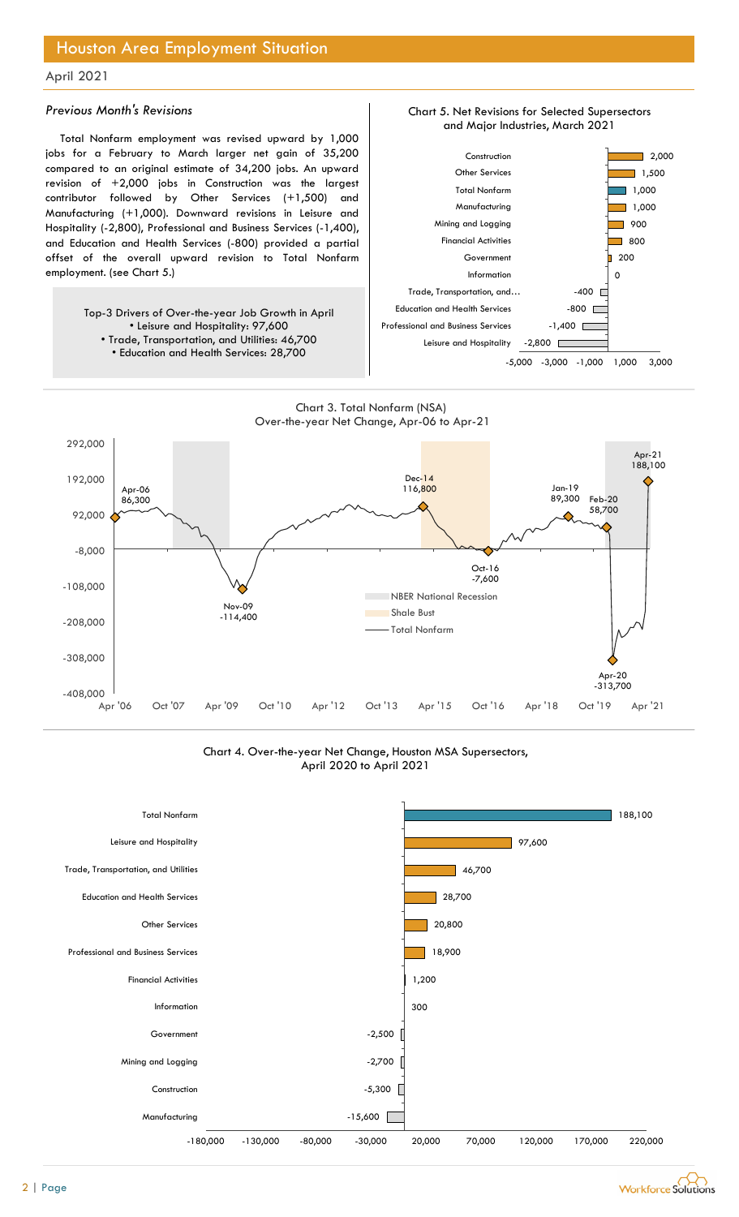# Houston Area Employment Situation

April 2021

### *Previous Month's Revisions*

Total Nonfarm employment was revised upward by 1,000 jobs for a February to March larger net gain of 35,200 compared to an original estimate of 34,200 jobs. An upward revision of +2,000 jobs in Construction was the largest contributor followed by Other Services (+1,500) and Manufacturing (+1,000). Downward revisions in Leisure and Hospitality (-2,800), Professional and Business Services (-1,400), and Education and Health Services (-800) provided a partial offset of the overall upward revision to Total Nonfarm employment. (see Chart 5.)

Top-3 Drivers of Over-the-year Job Growth in April
- Leisure and Hospitality: 97,600
- Trade, Transportation, and Utilities: 46,700
- Education and Health Services: 28,700

Chart 5. Net Revisions for Selected Supersectors and Major Industries, March 2021

| Industry | Revision |
|---|---|
| Construction | 2,000 |
| Other Services | 1,500 |
| Total Nonfarm | 1,000 |
| Manufacturing | 1,000 |
| Mining and Logging | 900 |
| Financial Activities | 800 |
| Government | 200 |
| Information | 0 |
| Trade, Transportation, and… | -400 |
| Education and Health Services | -800 |
| Professional and Business Services | -1,400 |
| Leisure and Hospitality | -2,800 |

Chart 3. Total Nonfarm (NSA) Over-the-year Net Change, Apr-06 to Apr-21

| Date | Net Change |
|---|---|
| Apr-06 | 86,300 |
| Nov-09 | -114,400 |
| Dec-14 | 116,800 |
| Oct-16 | -7,600 |
| Jan-19 | 89,300 |
| Feb-20 | 58,700 |
| Apr-20 | -313,700 |
| Apr-21 | 188,100 |

Legend: NBER National Recession; Shale Bust; Total Nonfarm

Chart 4. Over-the-year Net Change, Houston MSA Supersectors, April 2020 to April 2021

| Supersector | Net Change |
|---|---|
| Total Nonfarm | 188,100 |
| Leisure and Hospitality | 97,600 |
| Trade, Transportation, and Utilities | 46,700 |
| Education and Health Services | 28,700 |
| Other Services | 20,800 |
| Professional and Business Services | 18,900 |
| Financial Activities | 1,200 |
| Information | 300 |
| Government | -2,500 |
| Mining and Logging | -2,700 |
| Construction | -5,300 |
| Manufacturing | -15,600 |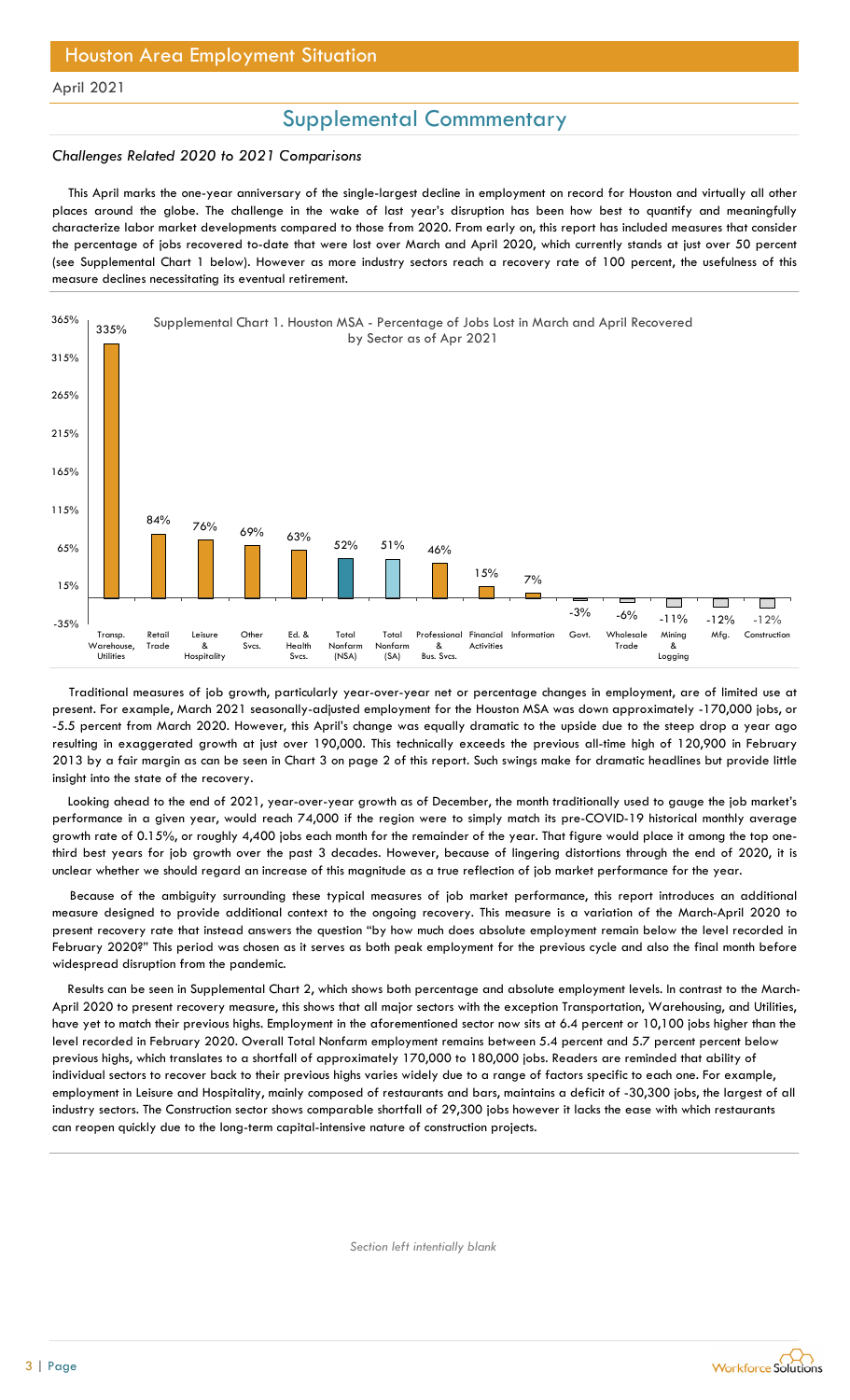April 2021

## Supplemental Commmentary

### *Challenges Related 2020 to 2021 Comparisons*

This April marks the one-year anniversary of the single-largest decline in employment on record for Houston and virtually all other places around the globe. The challenge in the wake of last year's disruption has been how best to quantify and meaningfully characterize labor market developments compared to those from 2020. From early on, this report has included measures that consider the percentage of jobs recovered to-date that were lost over March and April 2020, which currently stands at just over 50 percent (see Supplemental Chart 1 below). However as more industry sectors reach a recovery rate of 100 percent, the usefulness of this measure declines necessitating its eventual retirement.

Supplemental Chart 1. Houston MSA - Percentage of Jobs Lost in March and April Recovered by Sector as of Apr 2021

| Sector | Percentage |
|---|---|
| Transp. Warehouse, Utilities | 335% |
| Retail Trade | 84% |
| Leisure & Hospitality | 76% |
| Other Svcs. | 69% |
| Ed. & Health Svcs. | 63% |
| Total Nonfarm (NSA) | 52% |
| Total Nonfarm (SA) | 51% |
| Professional & Bus. Svcs. | 46% |
| Financial Activities | 15% |
| Information | 7% |
| Govt. | -3% |
| Wholesale Trade | -6% |
| Mining & Logging | -11% |
| Mfg. | -12% |
| Construction | -12% |

Traditional measures of job growth, particularly year-over-year net or percentage changes in employment, are of limited use at present. For example, March 2021 seasonally-adjusted employment for the Houston MSA was down approximately -170,000 jobs, or -5.5 percent from March 2020. However, this April's change was equally dramatic to the upside due to the steep drop a year ago resulting in exaggerated growth at just over 190,000. This technically exceeds the previous all-time high of 120,900 in February 2013 by a fair margin as can be seen in Chart 3 on page 2 of this report. Such swings make for dramatic headlines but provide little insight into the state of the recovery.

Looking ahead to the end of 2021, year-over-year growth as of December, the month traditionally used to gauge the job market's performance in a given year, would reach 74,000 if the region were to simply match its pre-COVID-19 historical monthly average growth rate of 0.15%, or roughly 4,400 jobs each month for the remainder of the year. That figure would place it among the top one-third best years for job growth over the past 3 decades. However, because of lingering distortions through the end of 2020, it is unclear whether we should regard an increase of this magnitude as a true reflection of job market performance for the year.

Because of the ambiguity surrounding these typical measures of job market performance, this report introduces an additional measure designed to provide additional context to the ongoing recovery. This measure is a variation of the March-April 2020 to present recovery rate that instead answers the question "by how much does absolute employment remain below the level recorded in February 2020?" This period was chosen as it serves as both peak employment for the previous cycle and also the final month before widespread disruption from the pandemic.

Results can be seen in Supplemental Chart 2, which shows both percentage and absolute employment levels. In contrast to the March-April 2020 to present recovery measure, this shows that all major sectors with the exception Transportation, Warehousing, and Utilities, have yet to match their previous highs. Employment in the aforementioned sector now sits at 6.4 percent or 10,100 jobs higher than the level recorded in February 2020. Overall Total Nonfarm employment remains between 5.4 percent and 5.7 percent percent below previous highs, which translates to a shortfall of approximately 170,000 to 180,000 jobs. Readers are reminded that ability of individual sectors to recover back to their previous highs varies widely due to a range of factors specific to each one. For example, employment in Leisure and Hospitality, mainly composed of restaurants and bars, maintains a deficit of -30,300 jobs, the largest of all industry sectors. The Construction sector shows comparable shortfall of 29,300 jobs however it lacks the ease with which restaurants can reopen quickly due to the long-term capital-intensive nature of construction projects.

*Section left intentionally blank*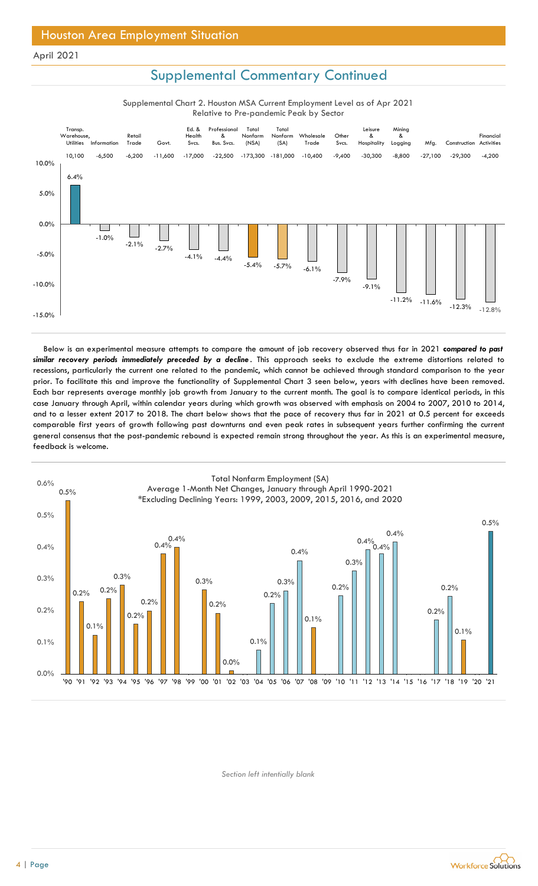## Supplemental Commentary Continued

Supplemental Chart 2. Houston MSA Current Employment Level as of Apr 2021 Relative to Pre-pandemic Peak by Sector

| Sector | Change | Percent |
|---|---|---|
| Transp. Warehouse, Utilities | 10,100 | 6.4% |
| Information | -6,500 | -1.0% |
| Retail Trade | -6,200 | -2.1% |
| Govt. | -11,600 | -2.7% |
| Ed. & Health Svcs. | -17,000 | -4.1% |
| Professional & Bus. Svcs. | -22,500 | -4.4% |
| Total Nonfarm (NSA) | -173,300 | -5.4% |
| Total Nonfarm (SA) | -181,000 | -5.7% |
| Wholesale Trade | -10,400 | -6.1% |
| Other Svcs. | -9,400 | -7.9% |
| Leisure & Hospitality | -30,300 | -9.1% |
| Mining & Logging | -8,800 | -11.2% |
| Mfg. | -27,100 | -11.6% |
| Construction | -29,300 | -12.3% |
| Financial Activities | -4,200 | -12.8% |

Below is an experimental measure attempts to compare the amount of job recovery observed thus far in 2021 ***compared to past similar recovery periods immediately preceded by a decline***. This approach seeks to exclude the extreme distortions related to recessions, particularly the current one related to the pandemic, which cannot be achieved through standard comparison to the year prior. To facilitate this and improve the functionality of Supplemental Chart 3 seen below, years with declines have been removed. Each bar represents average monthly job growth from January to the current month. The goal is to compare identical periods, in this case January through April, within calendar years during which growth was observed with emphasis on 2004 to 2007, 2010 to 2014, and to a lesser extent 2017 to 2018. The chart below shows that the pace of recovery thus far in 2021 at 0.5 percent for exceeds comparable first years of growth following past downturns and even peak rates in subsequent years further confirming the current general consensus that the post-pandemic rebound is expected remain strong throughout the year. As this is an experimental measure, feedback is welcome.

Total Nonfarm Employment (SA)
Average 1-Month Net Changes, January through April 1990-2021
*Excluding Declining Years: 1999, 2003, 2009, 2015, 2016, and 2020

| Year | Avg. 1-Month Net Change |
|---|---|
| '90 | 0.5% |
| '91 | 0.2% |
| '92 | 0.1% |
| '93 | 0.2% |
| '94 | 0.3% |
| '95 | 0.2% |
| '96 | 0.2% |
| '97 | 0.4% |
| '98 | 0.4% |
| '00 | 0.3% |
| '01 | 0.2% |
| '02 | 0.0% |
| '04 | 0.1% |
| '05 | 0.2% |
| '06 | 0.3% |
| '07 | 0.4% |
| '08 | 0.1% |
| '10 | 0.2% |
| '11 | 0.3% |
| '12 | 0.4% |
| '13 | 0.4% |
| '14 | 0.4% |
| '17 | 0.2% |
| '18 | 0.2% |
| '19 | 0.1% |
| '21 | 0.5% |

*Section left intentionally blank*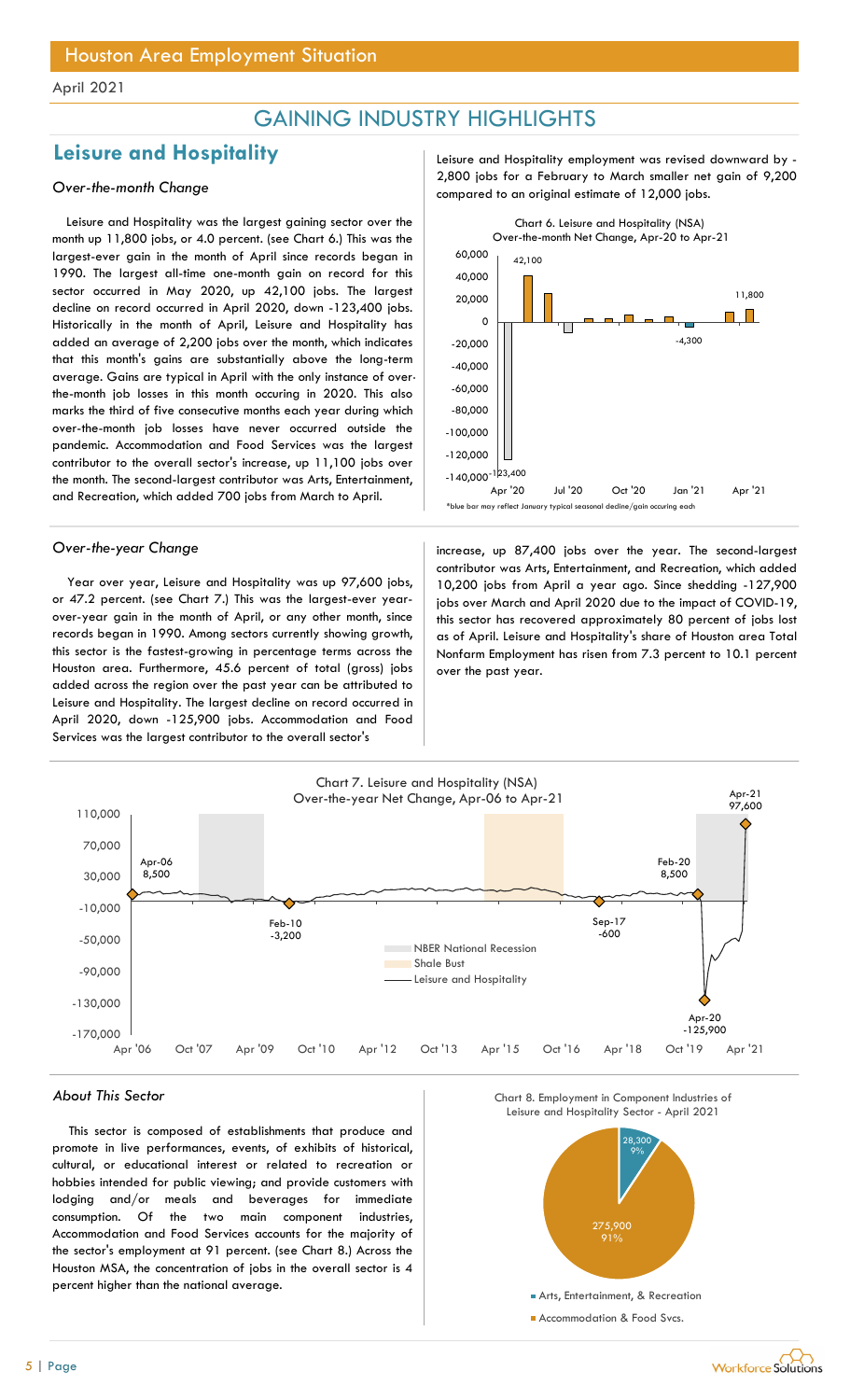# GAINING INDUSTRY HIGHLIGHTS

## Leisure and Hospitality

### *Over-the-month Change*

Leisure and Hospitality was the largest gaining sector over the month up 11,800 jobs, or 4.0 percent. (see Chart 6.) This was the largest-ever gain in the month of April since records began in 1990. The largest all-time one-month gain on record for this sector occurred in May 2020, up 42,100 jobs. The largest decline on record occurred in April 2020, down -123,400 jobs. Historically in the month of April, Leisure and Hospitality has added an average of 2,200 jobs over the month, which indicates that this month's gains are substantially above the long-term average. Gains are typical in April with the only instance of over-the-month job losses in this month occurring in 2020. This also marks the third of five consecutive months each year during which over-the-month job losses have never occurred outside the pandemic. Accommodation and Food Services was the largest contributor to the overall sector's increase, up 11,100 jobs over the month. The second-largest contributor was Arts, Entertainment, and Recreation, which added 700 jobs from March to April.

Leisure and Hospitality employment was revised downward by -2,800 jobs for a February to March smaller net gain of 9,200 compared to an original estimate of 12,000 jobs.

Chart 6. Leisure and Hospitality (NSA) Over-the-month Net Change, Apr-20 to Apr-21

*blue bar may reflect January typical seasonal decline/gain occuring each

### *Over-the-year Change*

Year over year, Leisure and Hospitality was up 97,600 jobs, or 47.2 percent. (see Chart 7.) This was the largest-ever year-over-year gain in the month of April, or any other month, since records began in 1990. Among sectors currently showing growth, this sector is the fastest-growing in percentage terms across the Houston area. Furthermore, 45.6 percent of total (gross) jobs added across the region over the past year can be attributed to Leisure and Hospitality. The largest decline on record occurred in April 2020, down -125,900 jobs. Accommodation and Food Services was the largest contributor to the overall sector's increase, up 87,400 jobs over the year. The second-largest contributor was Arts, Entertainment, and Recreation, which added 10,200 jobs from April a year ago. Since shedding -127,900 jobs over March and April 2020 due to the impact of COVID-19, this sector has recovered approximately 80 percent of jobs lost as of April. Leisure and Hospitality's share of Houston area Total Nonfarm Employment has risen from 7.3 percent to 10.1 percent over the past year.

Chart 7. Leisure and Hospitality (NSA) Over-the-year Net Change, Apr-06 to Apr-21

### *About This Sector*

This sector is composed of establishments that produce and promote in live performances, events, of exhibits of historical, cultural, or educational interest or related to recreation or hobbies intended for public viewing; and provide customers with lodging and/or meals and beverages for immediate consumption. Of the two main component industries, Accommodation and Food Services accounts for the majority of the sector's employment at 91 percent. (see Chart 8.) Across the Houston MSA, the concentration of jobs in the overall sector is 4 percent higher than the national average.

Chart 8. Employment in Component Industries of Leisure and Hospitality Sector - April 2021

| Industry | Employment | Share |
|---|---|---|
| Arts, Entertainment, & Recreation | 28,300 | 9% |
| Accommodation & Food Svcs. | 275,900 | 91% |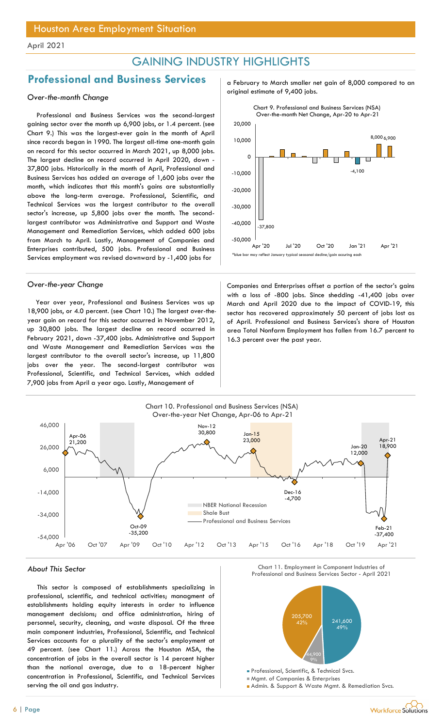April 2021

# GAINING INDUSTRY HIGHLIGHTS

## Professional and Business Services

### *Over-the-month Change*

Professional and Business Services was the second-largest gaining sector over the month up 6,900 jobs, or 1.4 percent. (see Chart 9.) This was the largest-ever gain in the month of April since records began in 1990. The largest all-time one-month gain on record for this sector occurred in March 2021, up 8,000 jobs. The largest decline on record occurred in April 2020, down -37,800 jobs. Historically in the month of April, Professional and Business Services has added an average of 1,600 jobs over the month, which indicates that this month's gains are substantially above the long-term average. Professional, Scientific, and Technical Services was the largest contributor to the overall sector's increase, up 5,800 jobs over the month. The second-largest contributor was Administrative and Support and Waste Management and Remediation Services, which added 600 jobs from March to April. Lastly, Management of Companies and Enterprises contributed, 500 jobs. Professional and Business Services employment was revised downward by -1,400 jobs for a February to March smaller net gain of 8,000 compared to an original estimate of 9,400 jobs.

Chart 9. Professional and Business Services (NSA) Over-the-month Net Change, Apr-20 to Apr-21

*blue bar may reflect January typical seasonal decline/gain occuring each

### *Over-the-year Change*

Year over year, Professional and Business Services was up 18,900 jobs, or 4.0 percent. (see Chart 10.) The largest over-the-year gain on record for this sector occurred in November 2012, up 30,800 jobs. The largest decline on record occurred in February 2021, down -37,400 jobs. Administrative and Support and Waste Management and Remediation Services was the largest contributor to the overall sector's increase, up 11,800 jobs over the year. The second-largest contributor was Professional, Scientific, and Technical Services, which added 7,900 jobs from April a year ago. Lastly, Management of Companies and Enterprises offset a portion of the sector's gains with a loss of -800 jobs. Since shedding -41,400 jobs over March and April 2020 due to the impact of COVID-19, this sector has recovered approximately 50 percent of jobs lost as of April. Professional and Business Services's share of Houston area Total Nonfarm Employment has fallen from 16.7 percent to 16.3 percent over the past year.

Chart 10. Professional and Business Services (NSA) Over-the-year Net Change, Apr-06 to Apr-21

### *About This Sector*

This sector is composed of establishments specializing in professional, scientific, and technical activities; managment of establishments holding equity interests in order to influence management decisions; and office administration, hiring of personnel, security, cleaning, and waste disposal. Of the three main component industries, Professional, Scientific, and Technical Services accounts for a plurality of the sector's employment at 49 percent. (see Chart 11.) Across the Houston MSA, the concentration of jobs in the overall sector is 14 percent higher than the national average, due to a 18-percent higher concentration in Professional, Scientific, and Technical Services serving the oil and gas industry.

Chart 11. Employment in Component Industries of Professional and Business Services Sector - April 2021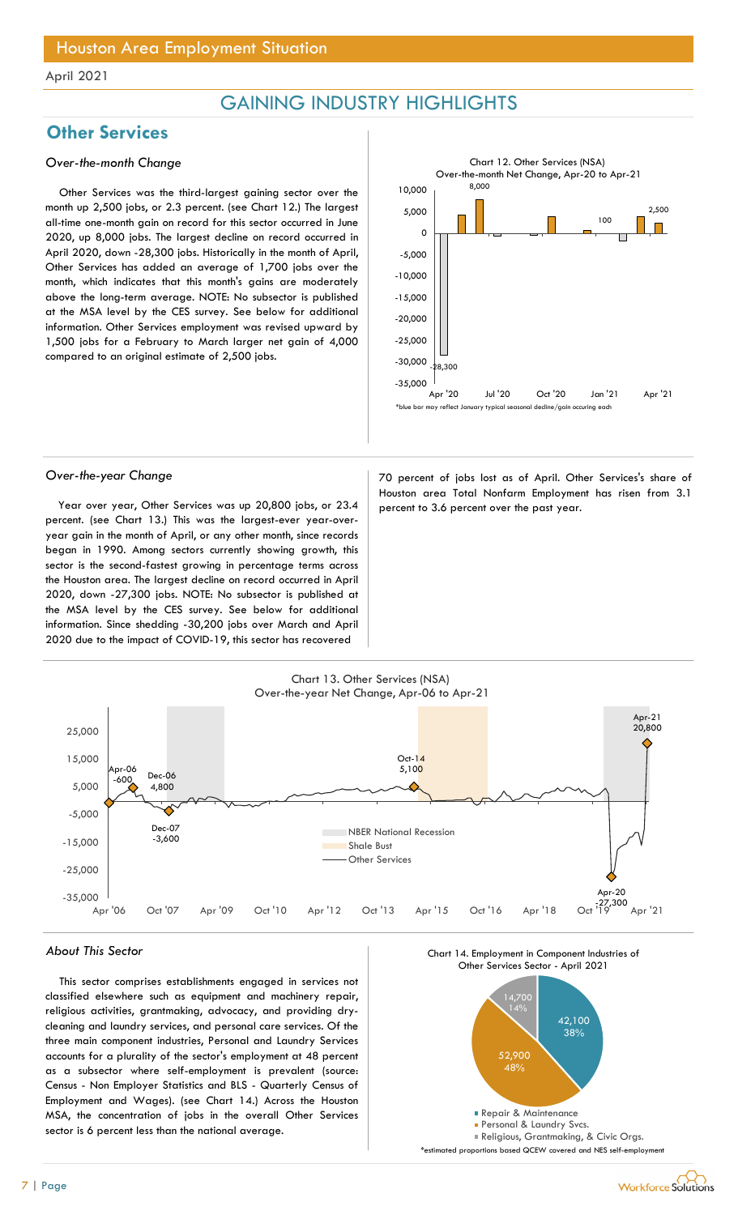April 2021

# GAINING INDUSTRY HIGHLIGHTS

## Other Services

### *Over-the-month Change*

Other Services was the third-largest gaining sector over the month up 2,500 jobs, or 2.3 percent. (see Chart 12.) The largest all-time one-month gain on record for this sector occurred in June 2020, up 8,000 jobs. The largest decline on record occurred in April 2020, down -28,300 jobs. Historically in the month of April, Other Services has added an average of 1,700 jobs over the month, which indicates that this month's gains are moderately above the long-term average. NOTE: No subsector is published at the MSA level by the CES survey. See below for additional information. Other Services employment was revised upward by 1,500 jobs for a February to March larger net gain of 4,000 compared to an original estimate of 2,500 jobs.

Chart 12. Other Services (NSA) Over-the-month Net Change, Apr-20 to Apr-21

*blue bar may reflect January typical seasonal decline/gain occuring each

### *Over-the-year Change*

Year over year, Other Services was up 20,800 jobs, or 23.4 percent. (see Chart 13.) This was the largest-ever year-over-year gain in the month of April, or any other month, since records began in 1990. Among sectors currently showing growth, this sector is the second-fastest growing in percentage terms across the Houston area. The largest decline on record occurred in April 2020, down -27,300 jobs. NOTE: No subsector is published at the MSA level by the CES survey. See below for additional information. Since shedding -30,200 jobs over March and April 2020 due to the impact of COVID-19, this sector has recovered 70 percent of jobs lost as of April. Other Services's share of Houston area Total Nonfarm Employment has risen from 3.1 percent to 3.6 percent over the past year.

Chart 13. Other Services (NSA) Over-the-year Net Change, Apr-06 to Apr-21

### *About This Sector*

This sector comprises establishments engaged in services not classified elsewhere such as equipment and machinery repair, religious activities, grantmaking, advocacy, and providing dry-cleaning and laundry services, and personal care services. Of the three main component industries, Personal and Laundry Services accounts for a plurality of the sector's employment at 48 percent as a subsector where self-employment is prevalent (source: Census - Non Employer Statistics and BLS - Quarterly Census of Employment and Wages). (see Chart 14.) Across the Houston MSA, the concentration of jobs in the overall Other Services sector is 6 percent less than the national average.

Chart 14. Employment in Component Industries of Other Services Sector - April 2021

*estimated proportions based QCEW covered and NES self-employment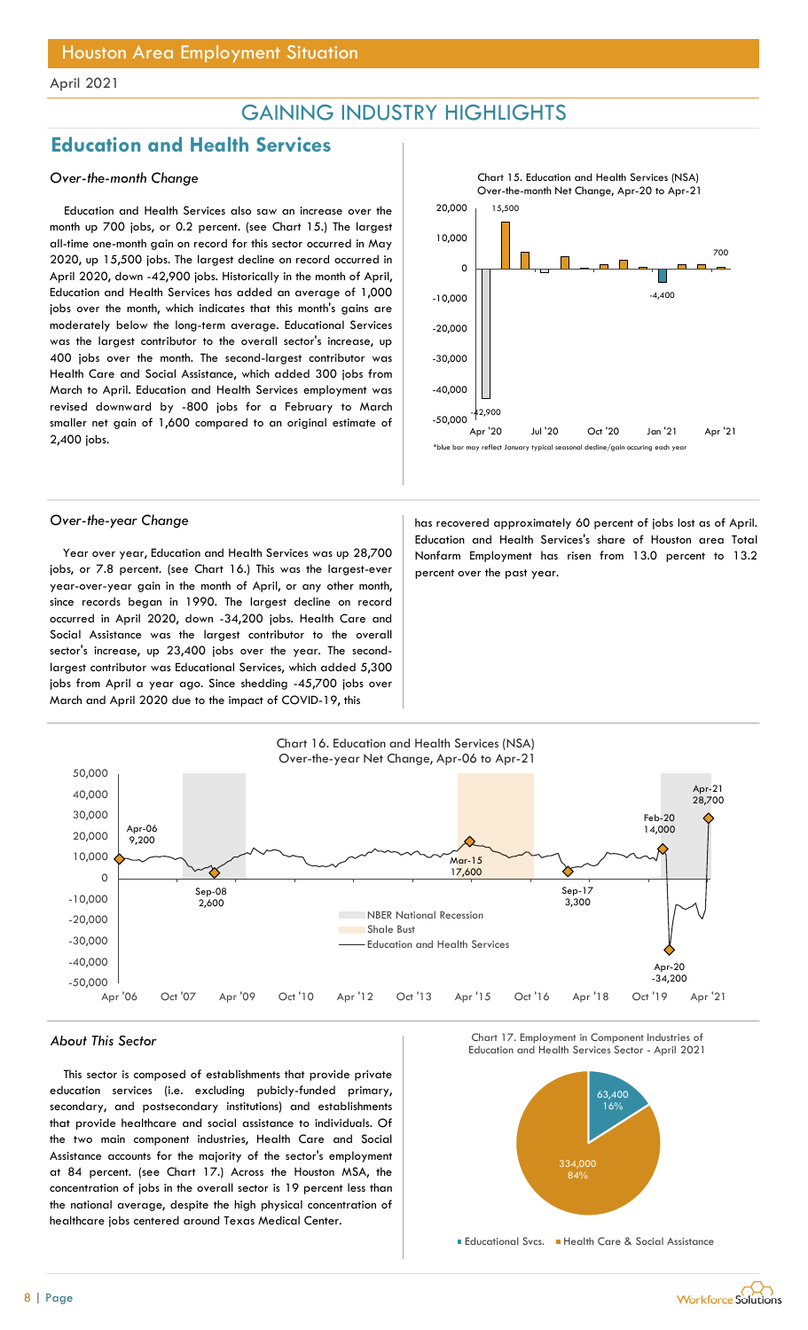# Houston Area Employment Situation

April 2021

## GAINING INDUSTRY HIGHLIGHTS

## Education and Health Services

### *Over-the-month Change*

Education and Health Services also saw an increase over the month up 700 jobs, or 0.2 percent. (see Chart 15.) The largest all-time one-month gain on record for this sector occurred in May 2020, up 15,500 jobs. The largest decline on record occurred in April 2020, down -42,900 jobs. Historically in the month of April, Education and Health Services has added an average of 1,000 jobs over the month, which indicates that this month's gains are moderately below the long-term average. Educational Services was the largest contributor to the overall sector's increase, up 400 jobs over the month. The second-largest contributor was Health Care and Social Assistance, which added 300 jobs from March to April. Education and Health Services employment was revised downward by -800 jobs for a February to March smaller net gain of 1,600 compared to an original estimate of 2,400 jobs.

Chart 15. Education and Health Services (NSA) Over-the-month Net Change, Apr-20 to Apr-21

*blue bar may reflect January typical seasonal decline/gain occuring each year

### *Over-the-year Change*

Year over year, Education and Health Services was up 28,700 jobs, or 7.8 percent. (see Chart 16.) This was the largest-ever year-over-year gain in the month of April, or any other month, since records began in 1990. The largest decline on record occurred in April 2020, down -34,200 jobs. Health Care and Social Assistance was the largest contributor to the overall sector's increase, up 23,400 jobs over the year. The second-largest contributor was Educational Services, which added 5,300 jobs from April a year ago. Since shedding -45,700 jobs over March and April 2020 due to the impact of COVID-19, this has recovered approximately 60 percent of jobs lost as of April. Education and Health Services's share of Houston area Total Nonfarm Employment has risen from 13.0 percent to 13.2 percent over the past year.

Chart 16. Education and Health Services (NSA) Over-the-year Net Change, Apr-06 to Apr-21

### *About This Sector*

This sector is composed of establishments that provide private education services (i.e. excluding pubicly-funded primary, secondary, and postsecondary institutions) and establishments that provide healthcare and social assistance to individuals. Of the two main component industries, Health Care and Social Assistance accounts for the majority of the sector's employment at 84 percent. (see Chart 17.) Across the Houston MSA, the concentration of jobs in the overall sector is 19 percent less than the national average, despite the high physical concentration of healthcare jobs centered around Texas Medical Center.

Chart 17. Employment in Component Industries of Education and Health Services Sector - April 2021

| Component | Employment | Share |
|---|---|---|
| Educational Svcs. | 63,400 | 16% |
| Health Care & Social Assistance | 334,000 | 84% |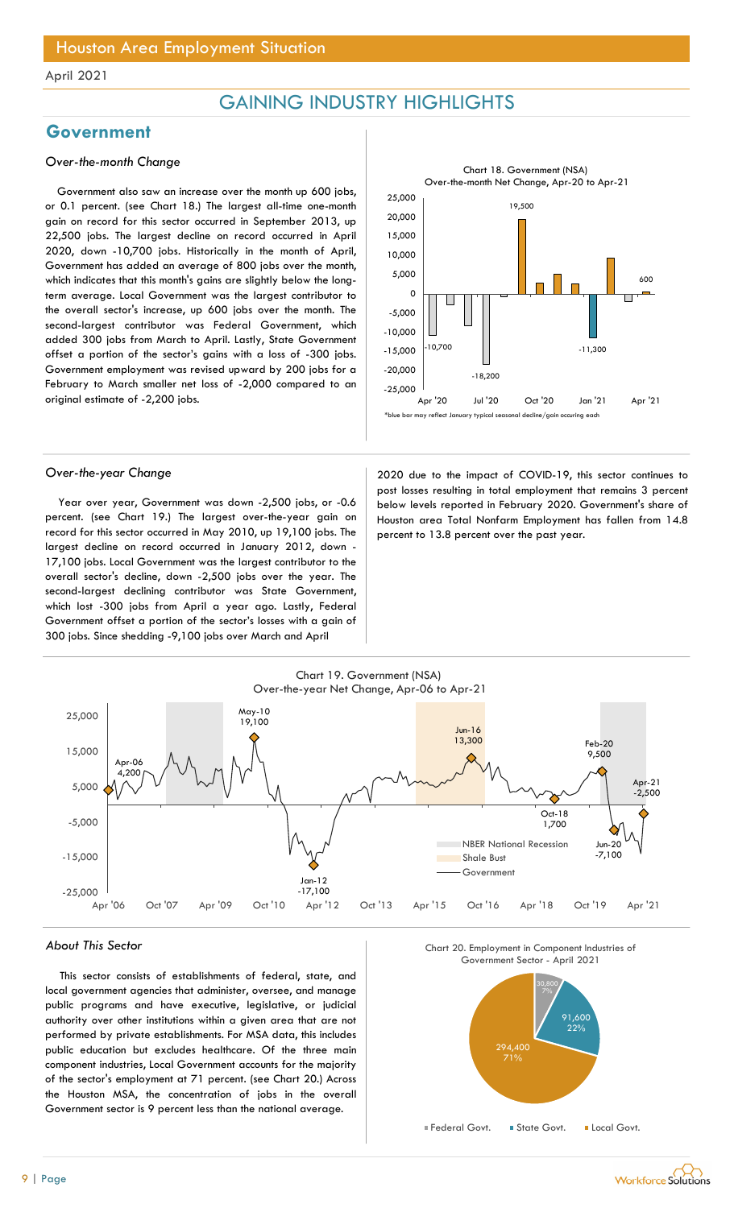## Houston Area Employment Situation

April 2021

# GAINING INDUSTRY HIGHLIGHTS

## Government

### *Over-the-month Change*

Government also saw an increase over the month up 600 jobs, or 0.1 percent. (see Chart 18.) The largest all-time one-month gain on record for this sector occurred in September 2013, up 22,500 jobs. The largest decline on record occurred in April 2020, down -10,700 jobs. Historically in the month of April, Government has added an average of 800 jobs over the month, which indicates that this month's gains are slightly below the long-term average. Local Government was the largest contributor to the overall sector's increase, up 600 jobs over the month. The second-largest contributor was Federal Government, which added 300 jobs from March to April. Lastly, State Government offset a portion of the sector's gains with a loss of -300 jobs. Government employment was revised upward by 200 jobs for a February to March smaller net loss of -2,000 compared to an original estimate of -2,200 jobs.

Chart 18. Government (NSA) Over-the-month Net Change, Apr-20 to Apr-21

*blue bar may reflect January typical seasonal decline/gain occuring each

### *Over-the-year Change*

Year over year, Government was down -2,500 jobs, or -0.6 percent. (see Chart 19.) The largest over-the-year gain on record for this sector occurred in May 2010, up 19,100 jobs. The largest decline on record occurred in January 2012, down -17,100 jobs. Local Government was the largest contributor to the overall sector's decline, down -2,500 jobs over the year. The second-largest declining contributor was State Government, which lost -300 jobs from April a year ago. Lastly, Federal Government offset a portion of the sector's losses with a gain of 300 jobs. Since shedding -9,100 jobs over March and April 2020 due to the impact of COVID-19, this sector continues to post losses resulting in total employment that remains 3 percent below levels reported in February 2020. Government's share of Houston area Total Nonfarm Employment has fallen from 14.8 percent to 13.8 percent over the past year.

Chart 19. Government (NSA) Over-the-year Net Change, Apr-06 to Apr-21

### *About This Sector*

This sector consists of establishments of federal, state, and local government agencies that administer, oversee, and manage public programs and have executive, legislative, or judicial authority over other institutions within a given area that are not performed by private establishments. For MSA data, this includes public education but excludes healthcare. Of the three main component industries, Local Government accounts for the majority of the sector's employment at 71 percent. (see Chart 20.) Across the Houston MSA, the concentration of jobs in the overall Government sector is 9 percent less than the national average.

Chart 20. Employment in Component Industries of Government Sector - April 2021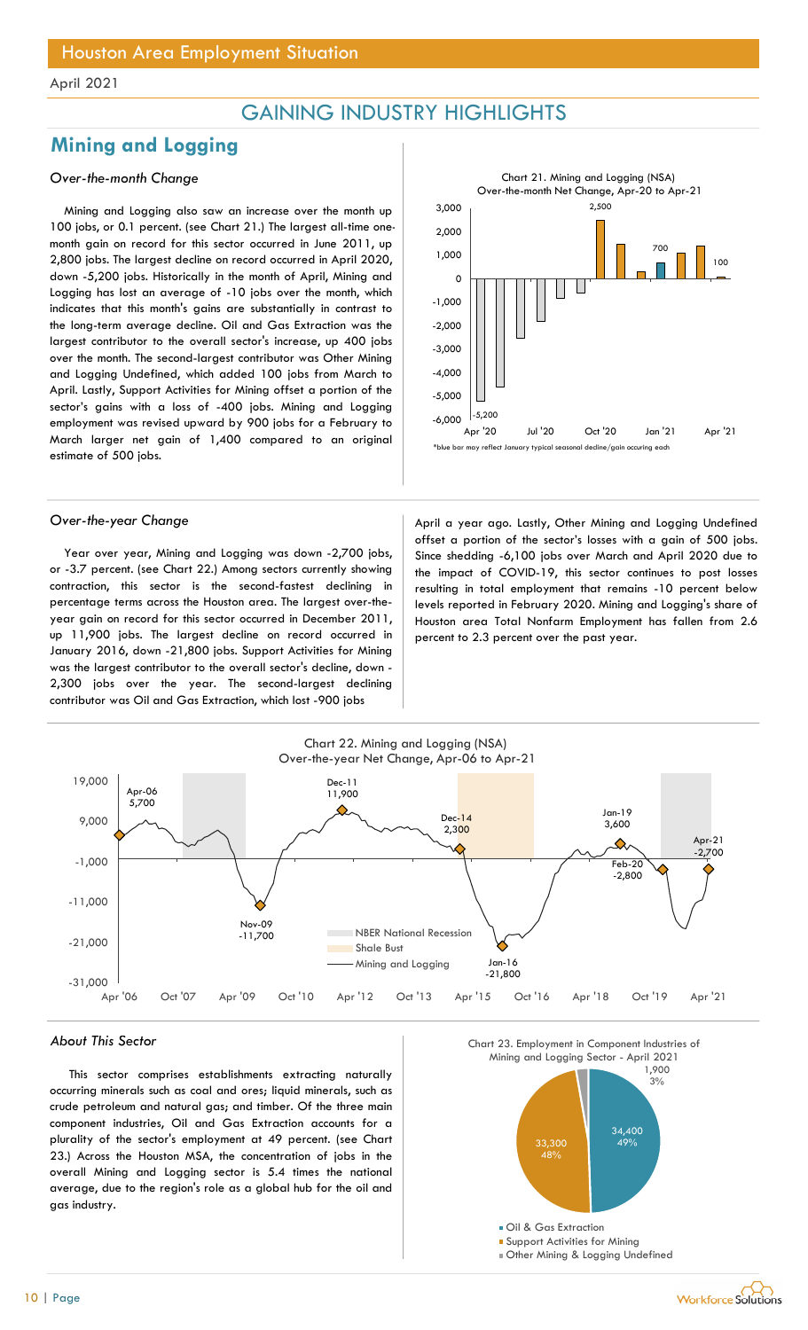# Houston Area Employment Situation

April 2021

## GAINING INDUSTRY HIGHLIGHTS

## Mining and Logging

### *Over-the-month Change*

Mining and Logging also saw an increase over the month up 100 jobs, or 0.1 percent. (see Chart 21.) The largest all-time one-month gain on record for this sector occurred in June 2011, up 2,800 jobs. The largest decline on record occurred in April 2020, down -5,200 jobs. Historically in the month of April, Mining and Logging has lost an average of -10 jobs over the month, which indicates that this month's gains are substantially in contrast to the long-term average decline. Oil and Gas Extraction was the largest contributor to the overall sector's increase, up 400 jobs over the month. The second-largest contributor was Other Mining and Logging Undefined, which added 100 jobs from March to April. Lastly, Support Activities for Mining offset a portion of the sector's gains with a loss of -400 jobs. Mining and Logging employment was revised upward by 900 jobs for a February to March larger net gain of 1,400 compared to an original estimate of 500 jobs.

Chart 21. Mining and Logging (NSA) Over-the-month Net Change, Apr-20 to Apr-21

*blue bar may reflect January typical seasonal decline/gain occuring each

### *Over-the-year Change*

Year over year, Mining and Logging was down -2,700 jobs, or -3.7 percent. (see Chart 22.) Among sectors currently showing contraction, this sector is the second-fastest declining in percentage terms across the Houston area. The largest over-the-year gain on record for this sector occurred in December 2011, up 11,900 jobs. The largest decline on record occurred in January 2016, down -21,800 jobs. Support Activities for Mining was the largest contributor to the overall sector's decline, down -2,300 jobs over the year. The second-largest declining contributor was Oil and Gas Extraction, which lost -900 jobs April a year ago. Lastly, Other Mining and Logging Undefined offset a portion of the sector's losses with a gain of 500 jobs. Since shedding -6,100 jobs over March and April 2020 due to the impact of COVID-19, this sector continues to post losses resulting in total employment that remains -10 percent below levels reported in February 2020. Mining and Logging's share of Houston area Total Nonfarm Employment has fallen from 2.6 percent to 2.3 percent over the past year.

Chart 22. Mining and Logging (NSA) Over-the-year Net Change, Apr-06 to Apr-21

### *About This Sector*

This sector comprises establishments extracting naturally occurring minerals such as coal and ores; liquid minerals, such as crude petroleum and natural gas; and timber. Of the three main component industries, Oil and Gas Extraction accounts for a plurality of the sector's employment at 49 percent. (see Chart 23.) Across the Houston MSA, the concentration of jobs in the overall Mining and Logging sector is 5.4 times the national average, due to the region's role as a global hub for the oil and gas industry.

Chart 23. Employment in Component Industries of Mining and Logging Sector - April 2021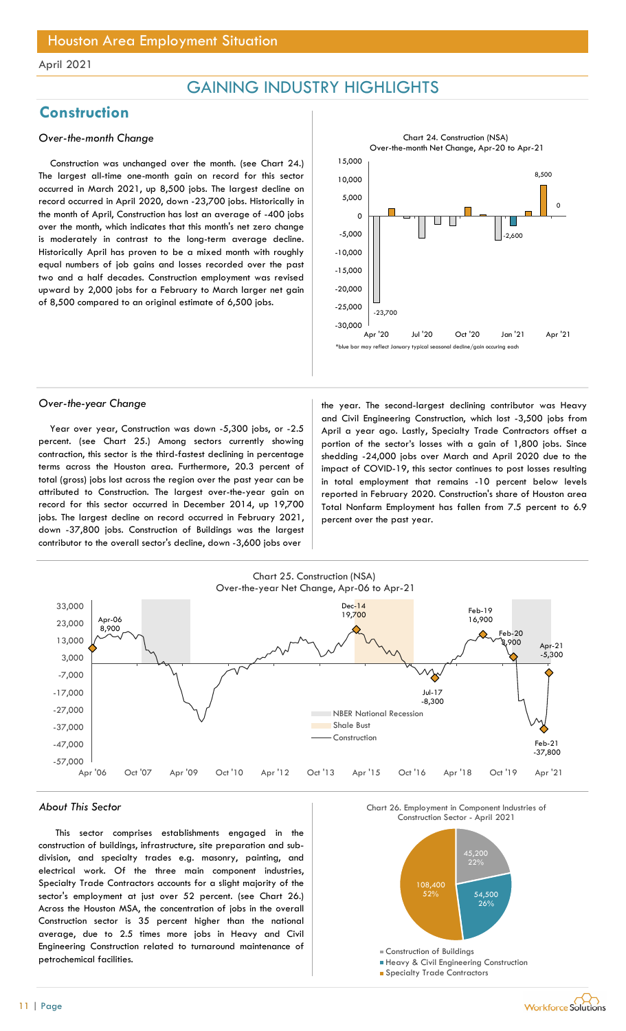# Houston Area Employment Situation

April 2021

## GAINING INDUSTRY HIGHLIGHTS

## Construction

### *Over-the-month Change*

Construction was unchanged over the month. (see Chart 24.) The largest all-time one-month gain on record for this sector occurred in March 2021, up 8,500 jobs. The largest decline on record occurred in April 2020, down -23,700 jobs. Historically in the month of April, Construction has lost an average of -400 jobs over the month, which indicates that this month's net zero change is moderately in contrast to the long-term average decline. Historically April has proven to be a mixed month with roughly equal numbers of job gains and losses recorded over the past two and a half decades. Construction employment was revised upward by 2,000 jobs for a February to March larger net gain of 8,500 compared to an original estimate of 6,500 jobs.

Chart 24. Construction (NSA) Over-the-month Net Change, Apr-20 to Apr-21

*blue bar may reflect January typical seasonal decline/gain occuring each

### *Over-the-year Change*

Year over year, Construction was down -5,300 jobs, or -2.5 percent. (see Chart 25.) Among sectors currently showing contraction, this sector is the third-fastest declining in percentage terms across the Houston area. Furthermore, 20.3 percent of total (gross) jobs lost across the region over the past year can be attributed to Construction. The largest over-the-year gain on record for this sector occurred in December 2014, up 19,700 jobs. The largest decline on record occurred in February 2021, down -37,800 jobs. Construction of Buildings was the largest contributor to the overall sector's decline, down -3,600 jobs over the year. The second-largest declining contributor was Heavy and Civil Engineering Construction, which lost -3,500 jobs from April a year ago. Lastly, Specialty Trade Contractors offset a portion of the sector's losses with a gain of 1,800 jobs. Since shedding -24,000 jobs over March and April 2020 due to the impact of COVID-19, this sector continues to post losses resulting in total employment that remains -10 percent below levels reported in February 2020. Construction's share of Houston area Total Nonfarm Employment has fallen from 7.5 percent to 6.9 percent over the past year.

Chart 25. Construction (NSA) Over-the-year Net Change, Apr-06 to Apr-21

### *About This Sector*

This sector comprises establishments engaged in the construction of buildings, infrastructure, site preparation and sub-division, and specialty trades e.g. masonry, painting, and electrical work. Of the three main component industries, Specialty Trade Contractors accounts for a slight majority of the sector's employment at just over 52 percent. (see Chart 26.) Across the Houston MSA, the concentration of jobs in the overall Construction sector is 35 percent higher than the national average, due to 2.5 times more jobs in Heavy and Civil Engineering Construction related to turnaround maintenance of petrochemical facilities.

Chart 26. Employment in Component Industries of Construction Sector - April 2021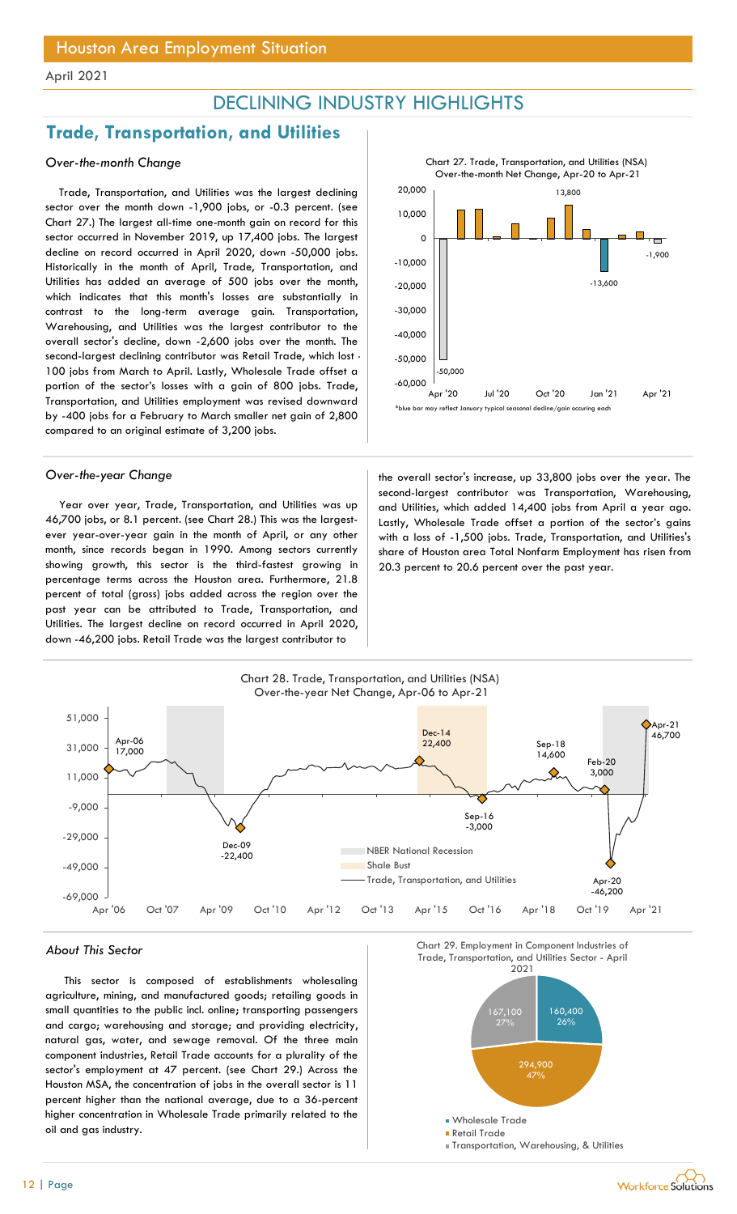# Houston Area Employment Situation

April 2021

## DECLINING INDUSTRY HIGHLIGHTS

## Trade, Transportation, and Utilities

### *Over-the-month Change*

Trade, Transportation, and Utilities was the largest declining sector over the month down -1,900 jobs, or -0.3 percent. (see Chart 27.) The largest all-time one-month gain on record for this sector occurred in November 2019, up 17,400 jobs. The largest decline on record occurred in April 2020, down -50,000 jobs. Historically in the month of April, Trade, Transportation, and Utilities has added an average of 500 jobs over the month, which indicates that this month's losses are substantially in contrast to the long-term average gain. Transportation, Warehousing, and Utilities was the largest contributor to the overall sector's decline, down -2,600 jobs over the month. The second-largest declining contributor was Retail Trade, which lost -100 jobs from March to April. Lastly, Wholesale Trade offset a portion of the sector's losses with a gain of 800 jobs. Trade, Transportation, and Utilities employment was revised downward by -400 jobs for a February to March smaller net gain of 2,800 compared to an original estimate of 3,200 jobs.

Chart 27. Trade, Transportation, and Utilities (NSA) Over-the-month Net Change, Apr-20 to Apr-21

*blue bar may reflect January typical seasonal decline/gain occuring each

### *Over-the-year Change*

Year over year, Trade, Transportation, and Utilities was up 46,700 jobs, or 8.1 percent. (see Chart 28.) This was the largest-ever year-over-year gain in the month of April, or any other month, since records began in 1990. Among sectors currently showing growth, this sector is the third-fastest growing in percentage terms across the Houston area. Furthermore, 21.8 percent of total (gross) jobs added across the region over the past year can be attributed to Trade, Transportation, and Utilities. The largest decline on record occurred in April 2020, down -46,200 jobs. Retail Trade was the largest contributor to the overall sector's increase, up 33,800 jobs over the year. The second-largest contributor was Transportation, Warehousing, and Utilities, which added 14,400 jobs from April a year ago. Lastly, Wholesale Trade offset a portion of the sector's gains with a loss of -1,500 jobs. Trade, Transportation, and Utilities's share of Houston area Total Nonfarm Employment has risen from 20.3 percent to 20.6 percent over the past year.

Chart 28. Trade, Transportation, and Utilities (NSA) Over-the-year Net Change, Apr-06 to Apr-21

### *About This Sector*

This sector is composed of establishments wholesaling agriculture, mining, and manufactured goods; retailing goods in small quantities to the public incl. online; transporting passengers and cargo; warehousing and storage; and providing electricity, natural gas, water, and sewage removal. Of the three main component industries, Retail Trade accounts for a plurality of the sector's employment at 47 percent. (see Chart 29.) Across the Houston MSA, the concentration of jobs in the overall sector is 11 percent higher than the national average, due to a 36-percent higher concentration in Wholesale Trade primarily related to the oil and gas industry.

Chart 29. Employment in Component Industries of Trade, Transportation, and Utilities Sector - April 2021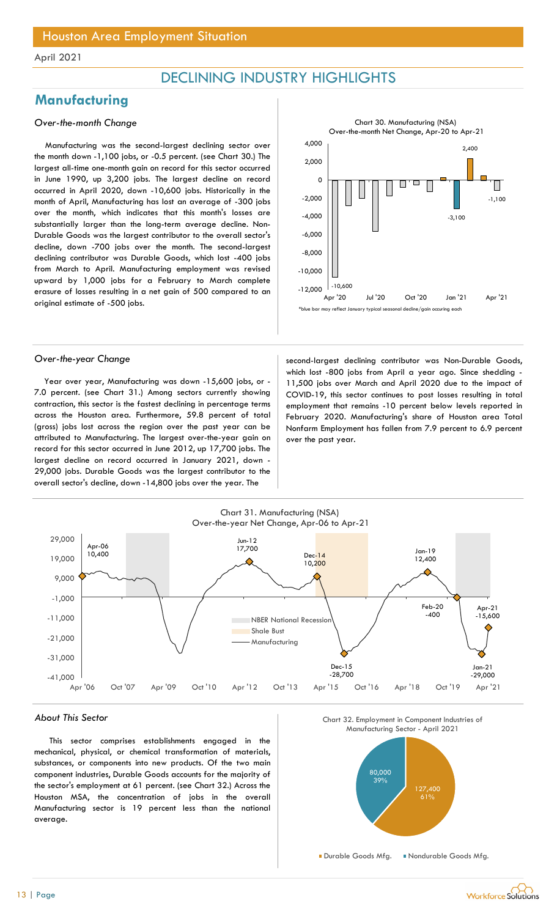Houston Area Employment Situation

April 2021

# DECLINING INDUSTRY HIGHLIGHTS

## Manufacturing

### *Over-the-month Change*

Manufacturing was the second-largest declining sector over the month down -1,100 jobs, or -0.5 percent. (see Chart 30.) The largest all-time one-month gain on record for this sector occurred in June 1990, up 3,200 jobs. The largest decline on record occurred in April 2020, down -10,600 jobs. Historically in the month of April, Manufacturing has lost an average of -300 jobs over the month, which indicates that this month's losses are substantially larger than the long-term average decline. Non-Durable Goods was the largest contributor to the overall sector's decline, down -700 jobs over the month. The second-largest declining contributor was Durable Goods, which lost -400 jobs from March to April. Manufacturing employment was revised upward by 1,000 jobs for a February to March complete erasure of losses resulting in a net gain of 500 compared to an original estimate of -500 jobs.

Chart 30. Manufacturing (NSA) Over-the-month Net Change, Apr-20 to Apr-21

*blue bar may reflect January typical seasonal decline/gain occuring each

### *Over-the-year Change*

Year over year, Manufacturing was down -15,600 jobs, or -7.0 percent. (see Chart 31.) Among sectors currently showing contraction, this sector is the fastest declining in percentage terms across the Houston area. Furthermore, 59.8 percent of total (gross) jobs lost across the region over the past year can be attributed to Manufacturing. The largest over-the-year gain on record for this sector occurred in June 2012, up 17,700 jobs. The largest decline on record occurred in January 2021, down -29,000 jobs. Durable Goods was the largest contributor to the overall sector's decline, down -14,800 jobs over the year. The second-largest declining contributor was Non-Durable Goods, which lost -800 jobs from April a year ago. Since shedding -11,500 jobs over March and April 2020 due to the impact of COVID-19, this sector continues to post losses resulting in total employment that remains -10 percent below levels reported in February 2020. Manufacturing's share of Houston area Total Nonfarm Employment has fallen from 7.9 percent to 6.9 percent over the past year.

Chart 31. Manufacturing (NSA) Over-the-year Net Change, Apr-06 to Apr-21

### *About This Sector*

This sector comprises establishments engaged in the mechanical, physical, or chemical transformation of materials, substances, or components into new products. Of the two main component industries, Durable Goods accounts for the majority of the sector's employment at 61 percent. (see Chart 32.) Across the Houston MSA, the concentration of jobs in the overall Manufacturing sector is 19 percent less than the national average.

Chart 32. Employment in Component Industries of Manufacturing Sector - April 2021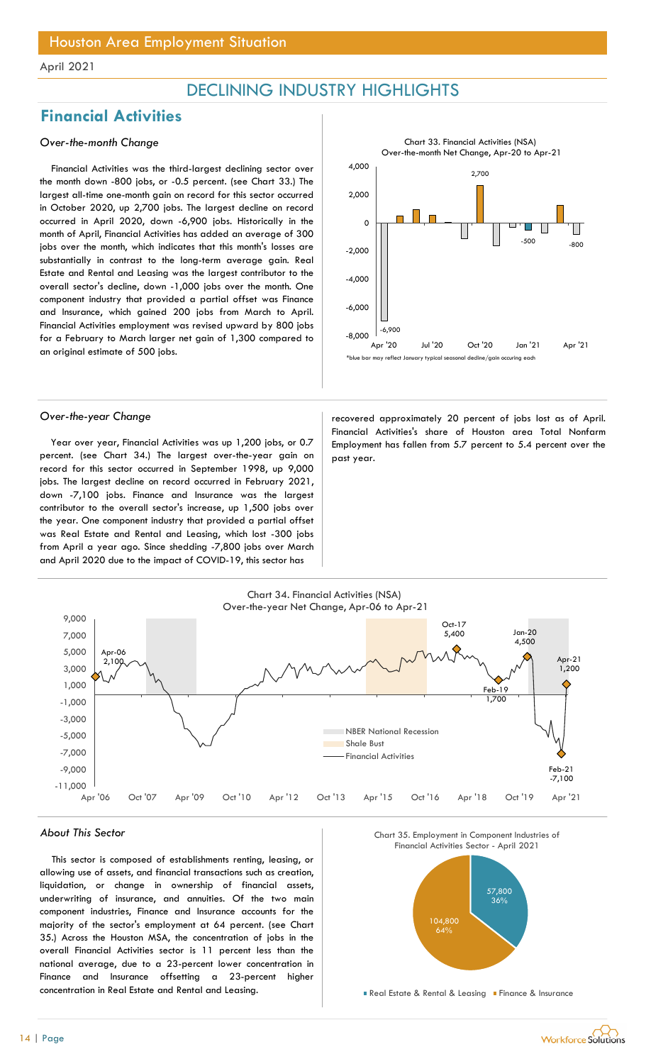Houston Area Employment Situation

April 2021

# DECLINING INDUSTRY HIGHLIGHTS

## Financial Activities

### *Over-the-month Change*

Financial Activities was the third-largest declining sector over the month down -800 jobs, or -0.5 percent. (see Chart 33.) The largest all-time one-month gain on record for this sector occurred in October 2020, up 2,700 jobs. The largest decline on record occurred in April 2020, down -6,900 jobs. Historically in the month of April, Financial Activities has added an average of 300 jobs over the month, which indicates that this month's losses are substantially in contrast to the long-term average gain. Real Estate and Rental and Leasing was the largest contributor to the overall sector's decline, down -1,000 jobs over the month. One component industry that provided a partial offset was Finance and Insurance, which gained 200 jobs from March to April. Financial Activities employment was revised upward by 800 jobs for a February to March larger net gain of 1,300 compared to an original estimate of 500 jobs.

Chart 33. Financial Activities (NSA) Over-the-month Net Change, Apr-20 to Apr-21

*blue bar may reflect January typical seasonal decline/gain occuring each

### *Over-the-year Change*

Year over year, Financial Activities was up 1,200 jobs, or 0.7 percent. (see Chart 34.) The largest over-the-year gain on record for this sector occurred in September 1998, up 9,000 jobs. The largest decline on record occurred in February 2021, down -7,100 jobs. Finance and Insurance was the largest contributor to the overall sector's increase, up 1,500 jobs over the year. One component industry that provided a partial offset was Real Estate and Rental and Leasing, which lost -300 jobs from April a year ago. Since shedding -7,800 jobs over March and April 2020 due to the impact of COVID-19, this sector has recovered approximately 20 percent of jobs lost as of April. Financial Activities's share of Houston area Total Nonfarm Employment has fallen from 5.7 percent to 5.4 percent over the past year.

Chart 34. Financial Activities (NSA) Over-the-year Net Change, Apr-06 to Apr-21

### *About This Sector*

This sector is composed of establishments renting, leasing, or allowing use of assets, and financial transactions such as creation, liquidation, or change in ownership of financial assets, underwriting of insurance, and annuities. Of the two main component industries, Finance and Insurance accounts for the majority of the sector's employment at 64 percent. (see Chart 35.) Across the Houston MSA, the concentration of jobs in the overall Financial Activities sector is 11 percent less than the national average, due to a 23-percent lower concentration in Finance and Insurance offsetting a 23-percent higher concentration in Real Estate and Rental and Leasing.

Chart 35. Employment in Component Industries of Financial Activities Sector - April 2021

| Component Industry | Employment | Share |
| --- | --- | --- |
| Real Estate & Rental & Leasing | 57,800 | 36% |
| Finance & Insurance | 104,800 | 64% |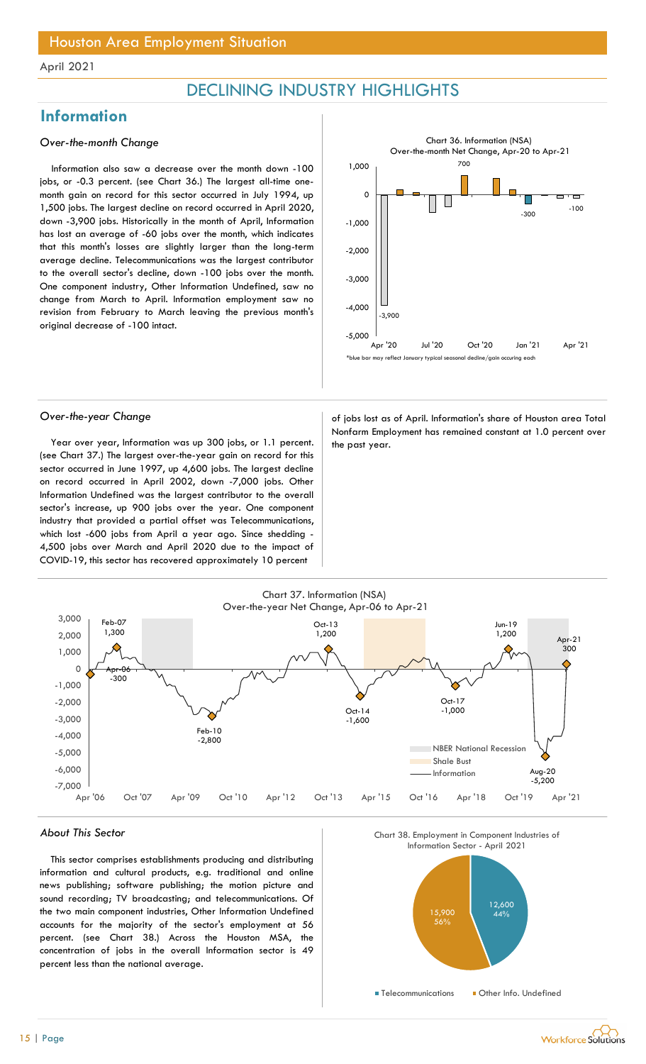April 2021

# DECLINING INDUSTRY HIGHLIGHTS

## Information

### *Over-the-month Change*

Information also saw a decrease over the month down -100 jobs, or -0.3 percent. (see Chart 36.) The largest all-time one-month gain on record for this sector occurred in July 1994, up 1,500 jobs. The largest decline on record occurred in April 2020, down -3,900 jobs. Historically in the month of April, Information has lost an average of -60 jobs over the month, which indicates that this month's losses are slightly larger than the long-term average decline. Telecommunications was the largest contributor to the overall sector's decline, down -100 jobs over the month. One component industry, Other Information Undefined, saw no change from March to April. Information employment saw no revision from February to March leaving the previous month's original decrease of -100 intact.

Chart 36. Information (NSA) Over-the-month Net Change, Apr-20 to Apr-21

*blue bar may reflect January typical seasonal decline/gain occuring each

### *Over-the-year Change*

Year over year, Information was up 300 jobs, or 1.1 percent. (see Chart 37.) The largest over-the-year gain on record for this sector occurred in June 1997, up 4,600 jobs. The largest decline on record occurred in April 2002, down -7,000 jobs. Other Information Undefined was the largest contributor to the overall sector's increase, up 900 jobs over the year. One component industry that provided a partial offset was Telecommunications, which lost -600 jobs from April a year ago. Since shedding -4,500 jobs over March and April 2020 due to the impact of COVID-19, this sector has recovered approximately 10 percent of jobs lost as of April. Information's share of Houston area Total Nonfarm Employment has remained constant at 1.0 percent over the past year.

Chart 37. Information (NSA) Over-the-year Net Change, Apr-06 to Apr-21

### *About This Sector*

This sector comprises establishments producing and distributing information and cultural products, e.g. traditional and online news publishing; software publishing; the motion picture and sound recording; TV broadcasting; and telecommunications. Of the two main component industries, Other Information Undefined accounts for the majority of the sector's employment at 56 percent. (see Chart 38.) Across the Houston MSA, the concentration of jobs in the overall Information sector is 49 percent less than the national average.

Chart 38. Employment in Component Industries of Information Sector - April 2021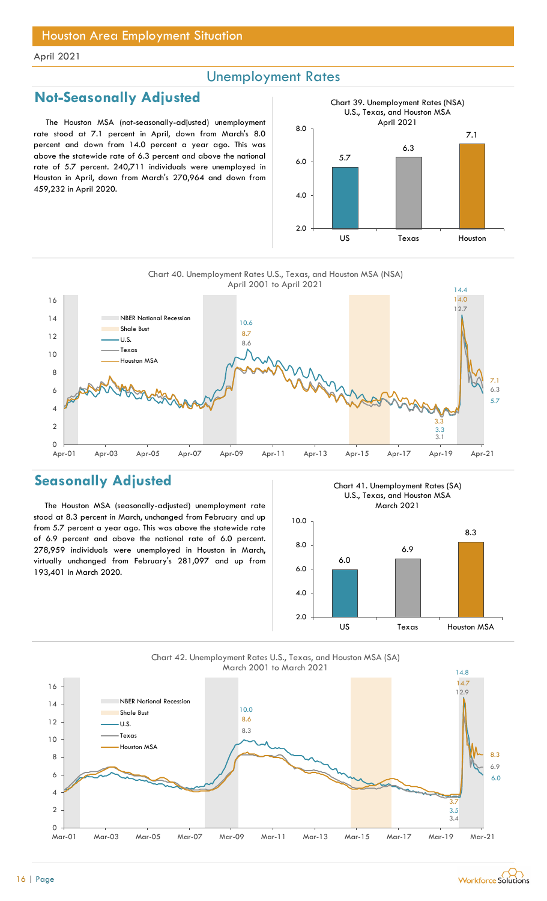## Houston Area Employment Situation

April 2021

# Unemployment Rates

## Not-Seasonally Adjusted

The Houston MSA (not-seasonally-adjusted) unemployment rate stood at 7.1 percent in April, down from March's 8.0 percent and down from 14.0 percent a year ago. This was above the statewide rate of 6.3 percent and above the national rate of 5.7 percent. 240,711 individuals were unemployed in Houston in April, down from March's 270,964 and down from 459,232 in April 2020.

Chart 39. Unemployment Rates (NSA)
U.S., Texas, and Houston MSA
April 2021

| | US | Texas | Houston |
|---|---|---|---|
| Rate | 5.7 | 6.3 | 7.1 |

Chart 40. Unemployment Rates U.S., Texas, and Houston MSA (NSA)
April 2001 to April 2021

## Seasonally Adjusted

The Houston MSA (seasonally-adjusted) unemployment rate stood at 8.3 percent in March, unchanged from February and up from 5.7 percent a year ago. This was above the statewide rate of 6.9 percent and above the national rate of 6.0 percent. 278,959 individuals were unemployed in Houston in March, virtually unchanged from February's 281,097 and up from 193,401 in March 2020.

Chart 41. Unemployment Rates (SA)
U.S., Texas, and Houston MSA
March 2021

| | US | Texas | Houston MSA |
|---|---|---|---|
| Rate | 6.0 | 6.9 | 8.3 |

Chart 42. Unemployment Rates U.S., Texas, and Houston MSA (SA)
March 2001 to March 2021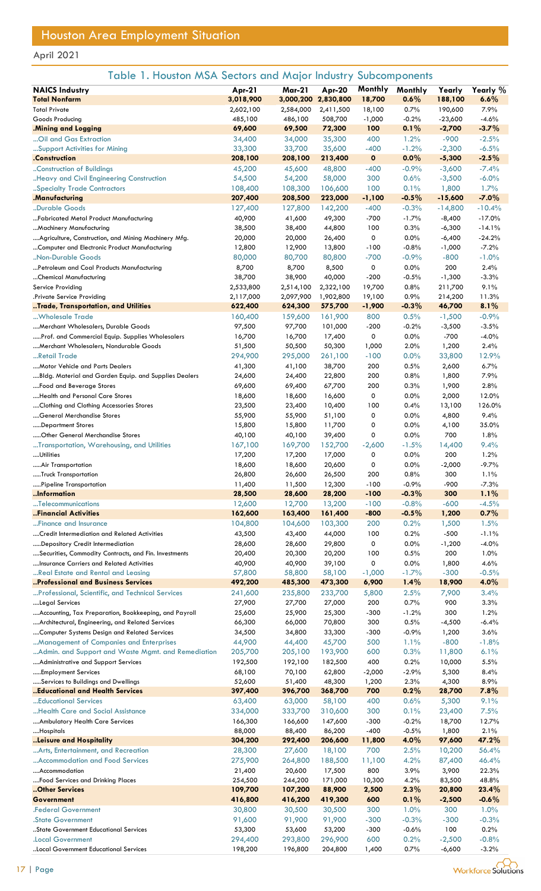# Houston Area Employment Situation

April 2021

## Table 1. Houston MSA Sectors and Major Industry Subcomponents

| NAICS Industry | Apr-21 | Mar-21 | Apr-20 | Monthly | Monthly | Yearly | Yearly % |
|---|---|---|---|---|---|---|---|
| **Total Nonfarm** | **3,018,900** | **3,000,200** | **2,830,800** | **18,700** | **0.6%** | **188,100** | **6.6%** |
| Total Private | 2,602,100 | 2,584,000 | 2,411,500 | 18,100 | 0.7% | 190,600 | 7.9% |
| Goods Producing | 485,100 | 486,100 | 508,700 | -1,000 | -0.2% | -23,600 | -4.6% |
| **.Mining and Logging** | **69,600** | **69,500** | **72,300** | **100** | **0.1%** | **-2,700** | **-3.7%** |
| ..Oil and Gas Extraction | 34,400 | 34,000 | 35,300 | 400 | 1.2% | -900 | -2.5% |
| ..Support Activities for Mining | 33,300 | 33,700 | 35,600 | -400 | -1.2% | -2,300 | -6.5% |
| **.Construction** | **208,100** | **208,100** | **213,400** | **0** | **0.0%** | **-5,300** | **-2.5%** |
| ..Construction of Buildings | 45,200 | 45,600 | 48,800 | -400 | -0.9% | -3,600 | -7.4% |
| ..Heavy and Civil Engineering Construction | 54,500 | 54,200 | 58,000 | 300 | 0.6% | -3,500 | -6.0% |
| ..Specialty Trade Contractors | 108,400 | 108,300 | 106,600 | 100 | 0.1% | 1,800 | 1.7% |
| **.Manufacturing** | **207,400** | **208,500** | **223,000** | **-1,100** | **-0.5%** | **-15,600** | **-7.0%** |
| ..Durable Goods | 127,400 | 127,800 | 142,200 | -400 | -0.3% | -14,800 | -10.4% |
| ...Fabricated Metal Product Manufacturing | 40,900 | 41,600 | 49,300 | -700 | -1.7% | -8,400 | -17.0% |
| ...Machinery Manufacturing | 38,500 | 38,400 | 44,800 | 100 | 0.3% | -6,300 | -14.1% |
| ....Agriculture, Construction, and Mining Machinery Mfg. | 20,000 | 20,000 | 26,400 | 0 | 0.0% | -6,400 | -24.2% |
| ...Computer and Electronic Product Manufacturing | 12,800 | 12,900 | 13,800 | -100 | -0.8% | -1,000 | -7.2% |
| ..Non-Durable Goods | 80,000 | 80,700 | 80,800 | -700 | -0.9% | -800 | -1.0% |
| ...Petroleum and Coal Products Manufacturing | 8,700 | 8,700 | 8,500 | 0 | 0.0% | 200 | 2.4% |
| ...Chemical Manufacturing | 38,700 | 38,900 | 40,000 | -200 | -0.5% | -1,300 | -3.3% |
| Service Providing | 2,533,800 | 2,514,100 | 2,322,100 | 19,700 | 0.8% | 211,700 | 9.1% |
| .Private Service Providing | 2,117,000 | 2,097,900 | 1,902,800 | 19,100 | 0.9% | 214,200 | 11.3% |
| **..Trade, Transportation, and Utilities** | **622,400** | **624,300** | **575,700** | **-1,900** | **-0.3%** | **46,700** | **8.1%** |
| ...Wholesale Trade | 160,400 | 159,600 | 161,900 | 800 | 0.5% | -1,500 | -0.9% |
| ....Merchant Wholesalers, Durable Goods | 97,500 | 97,700 | 101,000 | -200 | -0.2% | -3,500 | -3.5% |
| .....Prof. and Commercial Equip. Supplies Wholesalers | 16,700 | 16,700 | 17,400 | 0 | 0.0% | -700 | -4.0% |
| ....Merchant Wholesalers, Nondurable Goods | 51,500 | 50,500 | 50,300 | 1,000 | 2.0% | 1,200 | 2.4% |
| ...Retail Trade | 294,900 | 295,000 | 261,100 | -100 | 0.0% | 33,800 | 12.9% |
| ....Motor Vehicle and Parts Dealers | 41,300 | 41,100 | 38,700 | 200 | 0.5% | 2,600 | 6.7% |
| ....Bldg. Material and Garden Equip. and Supplies Dealers | 24,600 | 24,400 | 22,800 | 200 | 0.8% | 1,800 | 7.9% |
| ....Food and Beverage Stores | 69,600 | 69,400 | 67,700 | 200 | 0.3% | 1,900 | 2.8% |
| ....Health and Personal Care Stores | 18,600 | 18,600 | 16,600 | 0 | 0.0% | 2,000 | 12.0% |
| ....Clothing and Clothing Accessories Stores | 23,500 | 23,400 | 10,400 | 100 | 0.4% | 13,100 | 126.0% |
| ....General Merchandise Stores | 55,900 | 55,900 | 51,100 | 0 | 0.0% | 4,800 | 9.4% |
| .....Department Stores | 15,800 | 15,800 | 11,700 | 0 | 0.0% | 4,100 | 35.0% |
| .....Other General Merchandise Stores | 40,100 | 40,100 | 39,400 | 0 | 0.0% | 700 | 1.8% |
| ...Transportation, Warehousing, and Utilities | 167,100 | 169,700 | 152,700 | -2,600 | -1.5% | 14,400 | 9.4% |
| ....Utilities | 17,200 | 17,200 | 17,000 | 0 | 0.0% | 200 | 1.2% |
| .....Air Transportation | 18,600 | 18,600 | 20,600 | 0 | 0.0% | -2,000 | -9.7% |
| .....Truck Transportation | 26,800 | 26,600 | 26,500 | 200 | 0.8% | 300 | 1.1% |
| .....Pipeline Transportation | 11,400 | 11,500 | 12,300 | -100 | -0.9% | -900 | -7.3% |
| **..Information** | **28,500** | **28,600** | **28,200** | **-100** | **-0.3%** | **300** | **1.1%** |
| ...Telecommunications | 12,600 | 12,700 | 13,200 | -100 | -0.8% | -600 | -4.5% |
| **..Financial Activities** | **162,600** | **163,400** | **161,400** | **-800** | **-0.5%** | **1,200** | **0.7%** |
| ...Finance and Insurance | 104,800 | 104,600 | 103,300 | 200 | 0.2% | 1,500 | 1.5% |
| ....Credit Intermediation and Related Activities | 43,500 | 43,400 | 44,000 | 100 | 0.2% | -500 | -1.1% |
| .....Depository Credit Intermediation | 28,600 | 28,600 | 29,800 | 0 | 0.0% | -1,200 | -4.0% |
| ....Securities, Commodity Contracts, and Fin. Investments | 20,400 | 20,300 | 20,200 | 100 | 0.5% | 200 | 1.0% |
| ....Insurance Carriers and Related Activities | 40,900 | 40,900 | 39,100 | 0 | 0.0% | 1,800 | 4.6% |
| ...Real Estate and Rental and Leasing | 57,800 | 58,800 | 58,100 | -1,000 | -1.7% | -300 | -0.5% |
| **..Professional and Business Services** | **492,200** | **485,300** | **473,300** | **6,900** | **1.4%** | **18,900** | **4.0%** |
| ...Professional, Scientific, and Technical Services | 241,600 | 235,800 | 233,700 | 5,800 | 2.5% | 7,900 | 3.4% |
| ....Legal Services | 27,900 | 27,700 | 27,000 | 200 | 0.7% | 900 | 3.3% |
| ....Accounting, Tax Preparation, Bookkeeping, and Payroll | 25,600 | 25,900 | 25,300 | -300 | -1.2% | 300 | 1.2% |
| ....Architectural, Engineering, and Related Services | 66,300 | 66,000 | 70,800 | 300 | 0.5% | -4,500 | -6.4% |
| ....Computer Systems Design and Related Services | 34,500 | 34,800 | 33,300 | -300 | -0.9% | 1,200 | 3.6% |
| ...Management of Companies and Enterprises | 44,900 | 44,400 | 45,700 | 500 | 1.1% | -800 | -1.8% |
| ...Admin. and Support and Waste Mgmt. and Remediation | 205,700 | 205,100 | 193,900 | 600 | 0.3% | 11,800 | 6.1% |
| ....Administrative and Support Services | 192,500 | 192,100 | 182,500 | 400 | 0.2% | 10,000 | 5.5% |
| .....Employment Services | 68,100 | 70,100 | 62,800 | -2,000 | -2.9% | 5,300 | 8.4% |
| .....Services to Buildings and Dwellings | 52,600 | 51,400 | 48,300 | 1,200 | 2.3% | 4,300 | 8.9% |
| **..Educational and Health Services** | **397,400** | **396,700** | **368,700** | **700** | **0.2%** | **28,700** | **7.8%** |
| ...Educational Services | 63,400 | 63,000 | 58,100 | 400 | 0.6% | 5,300 | 9.1% |
| ...Health Care and Social Assistance | 334,000 | 333,700 | 310,600 | 300 | 0.1% | 23,400 | 7.5% |
| ....Ambulatory Health Care Services | 166,300 | 166,600 | 147,600 | -300 | -0.2% | 18,700 | 12.7% |
| ....Hospitals | 88,000 | 88,400 | 86,200 | -400 | -0.5% | 1,800 | 2.1% |
| **..Leisure and Hospitality** | **304,200** | **292,400** | **206,600** | **11,800** | **4.0%** | **97,600** | **47.2%** |
| ...Arts, Entertainment, and Recreation | 28,300 | 27,600 | 18,100 | 700 | 2.5% | 10,200 | 56.4% |
| ...Accommodation and Food Services | 275,900 | 264,800 | 188,500 | 11,100 | 4.2% | 87,400 | 46.4% |
| ....Accommodation | 21,400 | 20,600 | 17,500 | 800 | 3.9% | 3,900 | 22.3% |
| ....Food Services and Drinking Places | 254,500 | 244,200 | 171,000 | 10,300 | 4.2% | 83,500 | 48.8% |
| **..Other Services** | **109,700** | **107,200** | **88,900** | **2,500** | **2.3%** | **20,800** | **23.4%** |
| **Government** | **416,800** | **416,200** | **419,300** | **600** | **0.1%** | **-2,500** | **-0.6%** |
| .Federal Government | 30,800 | 30,500 | 30,500 | 300 | 1.0% | 300 | 1.0% |
| .State Government | 91,600 | 91,900 | 91,900 | -300 | -0.3% | -300 | -0.3% |
| ..State Government Educational Services | 53,300 | 53,600 | 53,200 | -300 | -0.6% | 100 | 0.2% |
| .Local Government | 294,400 | 293,800 | 296,900 | 600 | 0.2% | -2,500 | -0.8% |
| ..Local Government Educational Services | 198,200 | 196,800 | 204,800 | 1,400 | 0.7% | -6,600 | -3.2% |